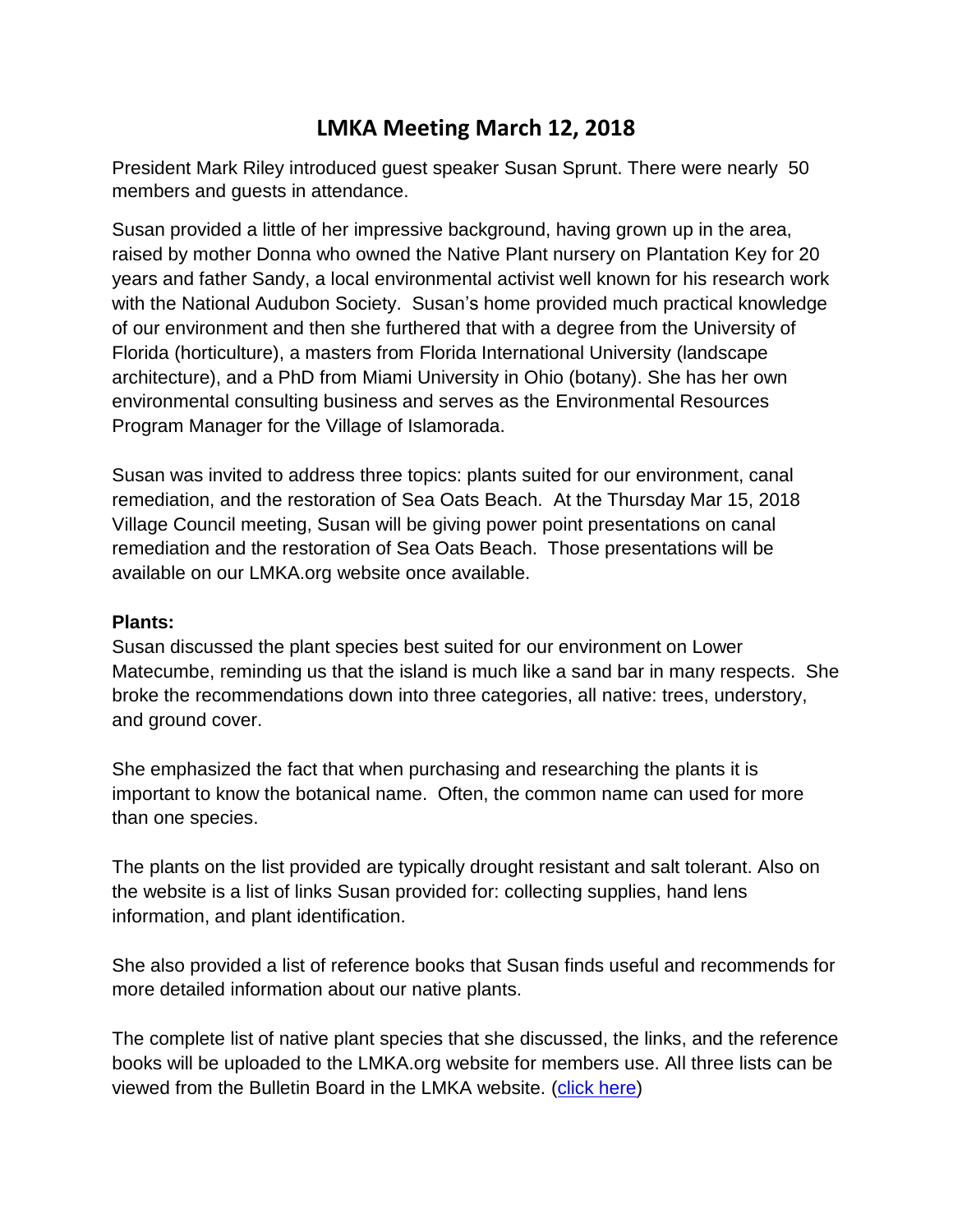# LMKA Meeting March 12, 2018

President Mark Riley introduced guest speaker Susan Sprunt. There were nearly 50 members and guests in attendance.

Susan provided a little of her impressive background, having grown up in the area, raised by mother Donna who owned the Native Plant nursery on Plantation Key for 20 years and father Sandy, a local environmental activist well known for his research work with the National Audubon Society. Susan's home provided much practical knowledge of our environment and then she furthered that with a degree from the University of Florida (horticulture), a masters from Florida International University (landscape architecture), and a PhD from Miami University in Ohio (botany). She has her own environmental consulting business and serves as the Environmental Resources Program Manager for the Village of Islamorada.

Susan was invited to address three topics: plants suited for our environment, canal remediation, and the restoration of Sea Oats Beach. At the Thursday Mar 15, 2018 Village Council meeting, Susan will be giving power point presentations on canal remediation and the restoration of Sea Oats Beach. Those presentations will be available on our LMKA.org website once available.

**Plants:**

Susan discussed the plant species best suited for our environment on Lower Matecumbe, reminding us that the island is much like a sand bar in many respects. She broke the recommendations down into three categories, all native: trees, understory, and ground cover.

She emphasized the fact that when purchasing and researching the plants it is important to know the botanical name. Often, the common name can used for more than one species.

The plants on the list provided are typically drought resistant and salt tolerant. Also on the website is a list of links Susan provided for: collecting supplies, hand lens information, and plant identification.

She also provided a list of reference books that Susan finds useful and recommends for more detailed information about our native plants.

The complete list of native plant species that she discussed, the links, and the reference books will be uploaded to the LMKA.org website for members use. All three lists can be viewed from the Bulletin Board in the LMKA website. (click here)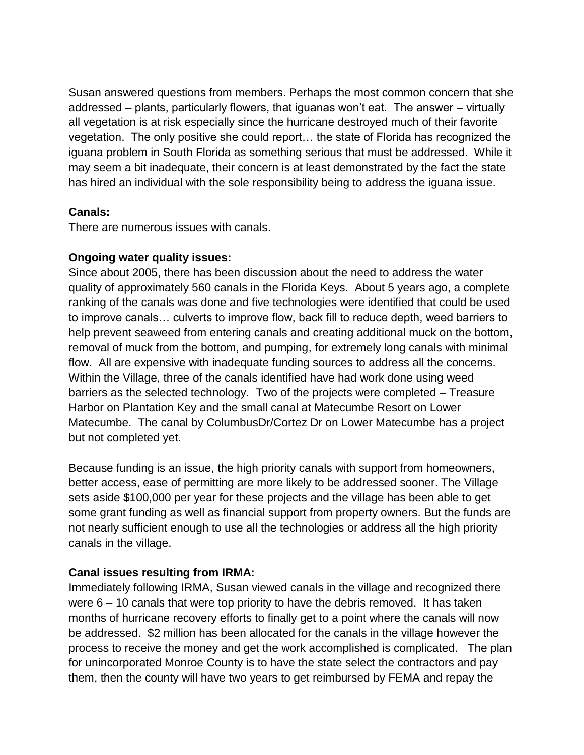Susan answered questions from members. Perhaps the most common concern that she addressed – plants, particularly flowers, that iguanas won't eat. The answer – virtually all vegetation is at risk especially since the hurricane destroyed much of their favorite vegetation. The only positive she could report… the state of Florida has recognized the iguana problem in South Florida as something serious that must be addressed. While it may seem a bit inadequate, their concern is at least demonstrated by the fact the state has hired an individual with the sole responsibility being to address the iguana issue.

**Canals:**
There are numerous issues with canals.

**Ongoing water quality issues:**
Since about 2005, there has been discussion about the need to address the water quality of approximately 560 canals in the Florida Keys. About 5 years ago, a complete ranking of the canals was done and five technologies were identified that could be used to improve canals… culverts to improve flow, back fill to reduce depth, weed barriers to help prevent seaweed from entering canals and creating additional muck on the bottom, removal of muck from the bottom, and pumping, for extremely long canals with minimal flow. All are expensive with inadequate funding sources to address all the concerns. Within the Village, three of the canals identified have had work done using weed barriers as the selected technology. Two of the projects were completed – Treasure Harbor on Plantation Key and the small canal at Matecumbe Resort on Lower Matecumbe. The canal by ColumbusDr/Cortez Dr on Lower Matecumbe has a project but not completed yet.

Because funding is an issue, the high priority canals with support from homeowners, better access, ease of permitting are more likely to be addressed sooner. The Village sets aside $100,000 per year for these projects and the village has been able to get some grant funding as well as financial support from property owners. But the funds are not nearly sufficient enough to use all the technologies or address all the high priority canals in the village.

**Canal issues resulting from IRMA:**
Immediately following IRMA, Susan viewed canals in the village and recognized there were 6 – 10 canals that were top priority to have the debris removed. It has taken months of hurricane recovery efforts to finally get to a point where the canals will now be addressed. $2 million has been allocated for the canals in the village however the process to receive the money and get the work accomplished is complicated. The plan for unincorporated Monroe County is to have the state select the contractors and pay them, then the county will have two years to get reimbursed by FEMA and repay the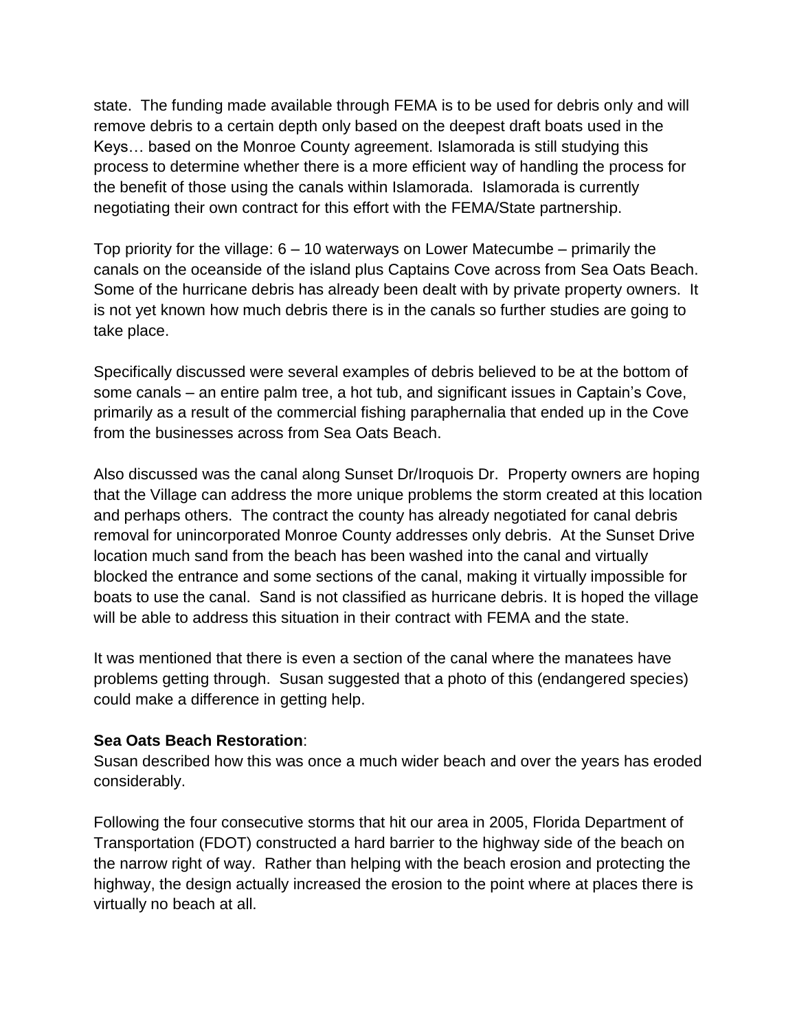state. The funding made available through FEMA is to be used for debris only and will remove debris to a certain depth only based on the deepest draft boats used in the Keys… based on the Monroe County agreement. Islamorada is still studying this process to determine whether there is a more efficient way of handling the process for the benefit of those using the canals within Islamorada. Islamorada is currently negotiating their own contract for this effort with the FEMA/State partnership.

Top priority for the village: 6 – 10 waterways on Lower Matecumbe – primarily the canals on the oceanside of the island plus Captains Cove across from Sea Oats Beach. Some of the hurricane debris has already been dealt with by private property owners. It is not yet known how much debris there is in the canals so further studies are going to take place.

Specifically discussed were several examples of debris believed to be at the bottom of some canals – an entire palm tree, a hot tub, and significant issues in Captain's Cove, primarily as a result of the commercial fishing paraphernalia that ended up in the Cove from the businesses across from Sea Oats Beach.

Also discussed was the canal along Sunset Dr/Iroquois Dr. Property owners are hoping that the Village can address the more unique problems the storm created at this location and perhaps others. The contract the county has already negotiated for canal debris removal for unincorporated Monroe County addresses only debris. At the Sunset Drive location much sand from the beach has been washed into the canal and virtually blocked the entrance and some sections of the canal, making it virtually impossible for boats to use the canal. Sand is not classified as hurricane debris. It is hoped the village will be able to address this situation in their contract with FEMA and the state.

It was mentioned that there is even a section of the canal where the manatees have problems getting through. Susan suggested that a photo of this (endangered species) could make a difference in getting help.

**Sea Oats Beach Restoration**:
Susan described how this was once a much wider beach and over the years has eroded considerably.

Following the four consecutive storms that hit our area in 2005, Florida Department of Transportation (FDOT) constructed a hard barrier to the highway side of the beach on the narrow right of way. Rather than helping with the beach erosion and protecting the highway, the design actually increased the erosion to the point where at places there is virtually no beach at all.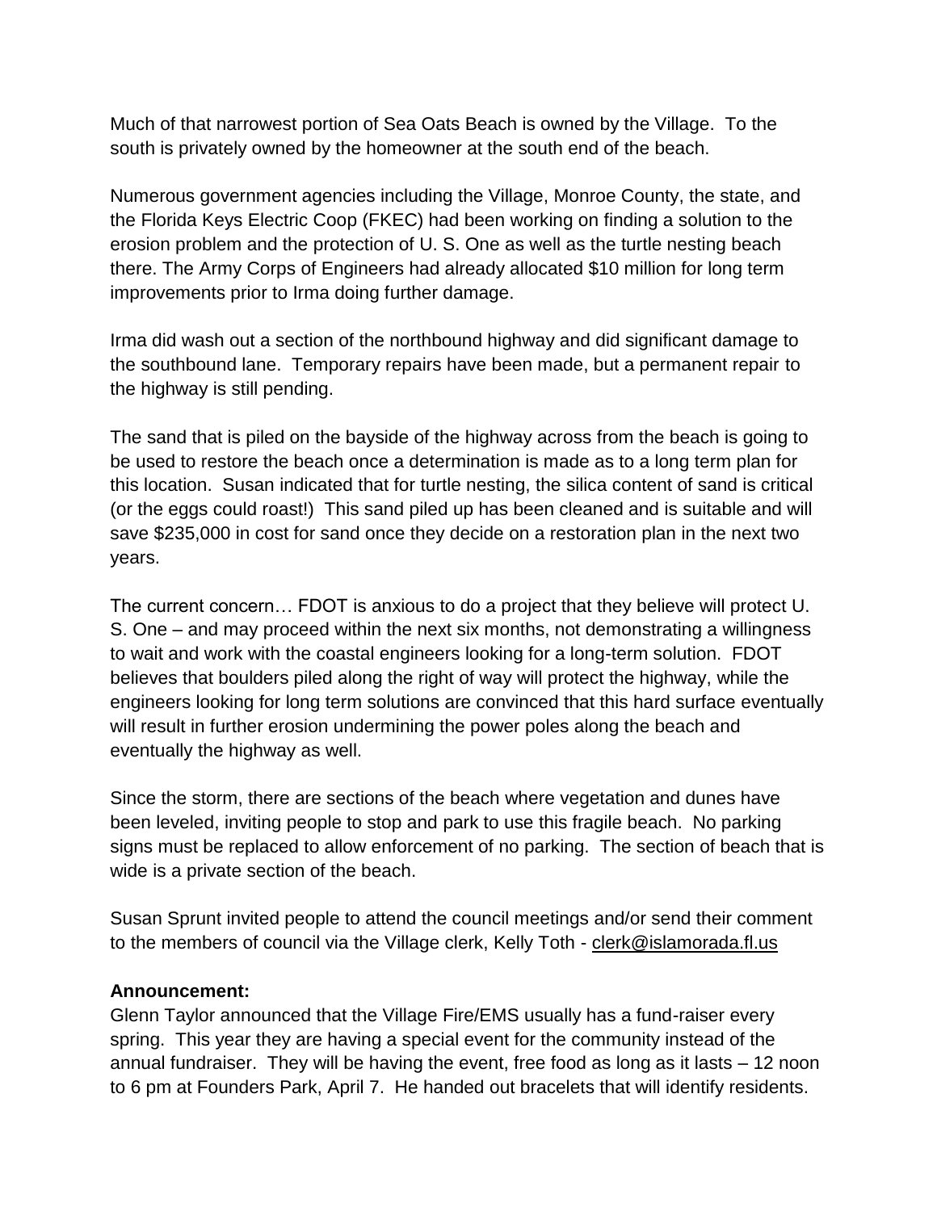Much of that narrowest portion of Sea Oats Beach is owned by the Village. To the south is privately owned by the homeowner at the south end of the beach.

Numerous government agencies including the Village, Monroe County, the state, and the Florida Keys Electric Coop (FKEC) had been working on finding a solution to the erosion problem and the protection of U. S. One as well as the turtle nesting beach there. The Army Corps of Engineers had already allocated $10 million for long term improvements prior to Irma doing further damage.

Irma did wash out a section of the northbound highway and did significant damage to the southbound lane. Temporary repairs have been made, but a permanent repair to the highway is still pending.

The sand that is piled on the bayside of the highway across from the beach is going to be used to restore the beach once a determination is made as to a long term plan for this location. Susan indicated that for turtle nesting, the silica content of sand is critical (or the eggs could roast!) This sand piled up has been cleaned and is suitable and will save $235,000 in cost for sand once they decide on a restoration plan in the next two years.

The current concern… FDOT is anxious to do a project that they believe will protect U. S. One – and may proceed within the next six months, not demonstrating a willingness to wait and work with the coastal engineers looking for a long-term solution. FDOT believes that boulders piled along the right of way will protect the highway, while the engineers looking for long term solutions are convinced that this hard surface eventually will result in further erosion undermining the power poles along the beach and eventually the highway as well.

Since the storm, there are sections of the beach where vegetation and dunes have been leveled, inviting people to stop and park to use this fragile beach. No parking signs must be replaced to allow enforcement of no parking. The section of beach that is wide is a private section of the beach.

Susan Sprunt invited people to attend the council meetings and/or send their comment to the members of council via the Village clerk, Kelly Toth - clerk@islamorada.fl.us

**Announcement:**

Glenn Taylor announced that the Village Fire/EMS usually has a fund-raiser every spring. This year they are having a special event for the community instead of the annual fundraiser. They will be having the event, free food as long as it lasts – 12 noon to 6 pm at Founders Park, April 7. He handed out bracelets that will identify residents.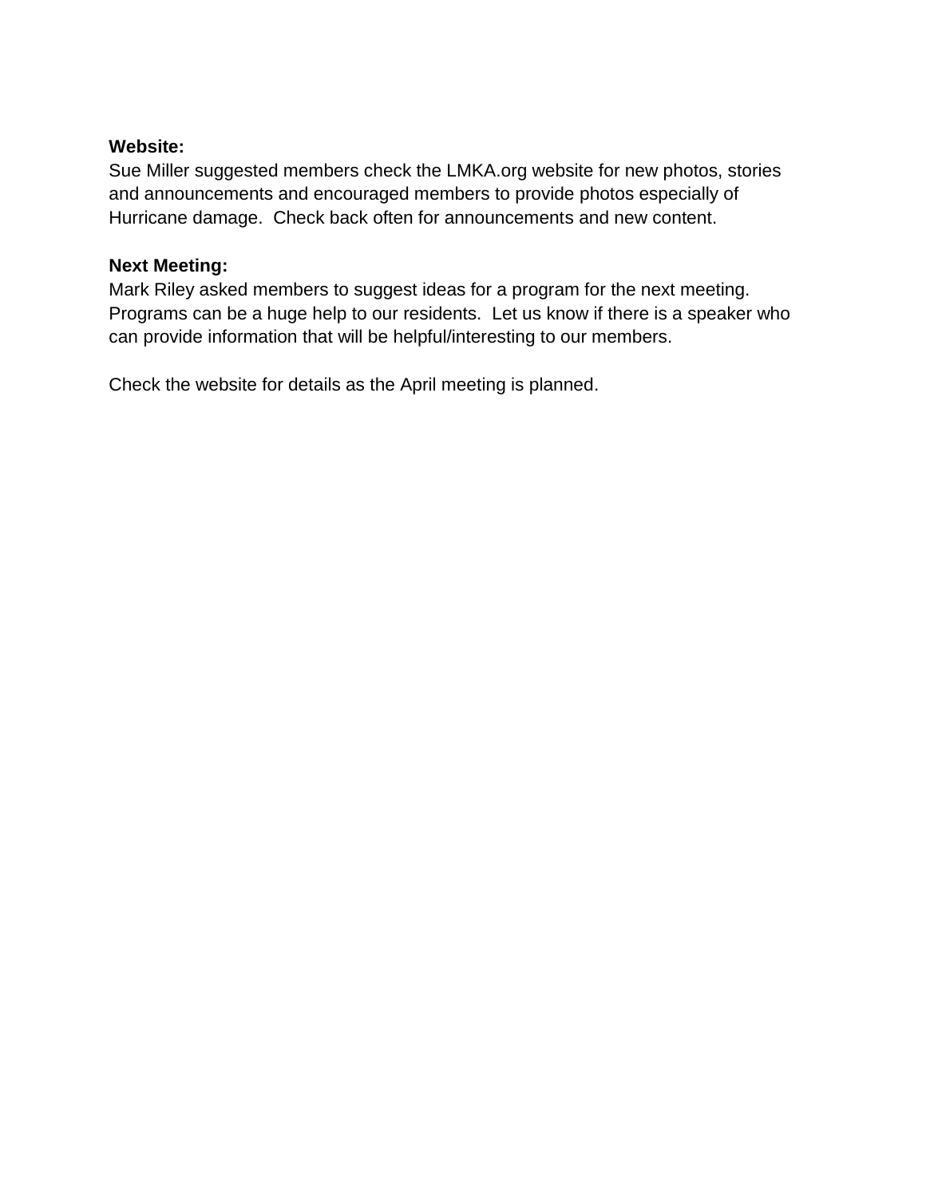**Website:**
Sue Miller suggested members check the LMKA.org website for new photos, stories and announcements and encouraged members to provide photos especially of Hurricane damage.  Check back often for announcements and new content.

**Next Meeting:**
Mark Riley asked members to suggest ideas for a program for the next meeting. Programs can be a huge help to our residents.  Let us know if there is a speaker who can provide information that will be helpful/interesting to our members.

Check the website for details as the April meeting is planned.